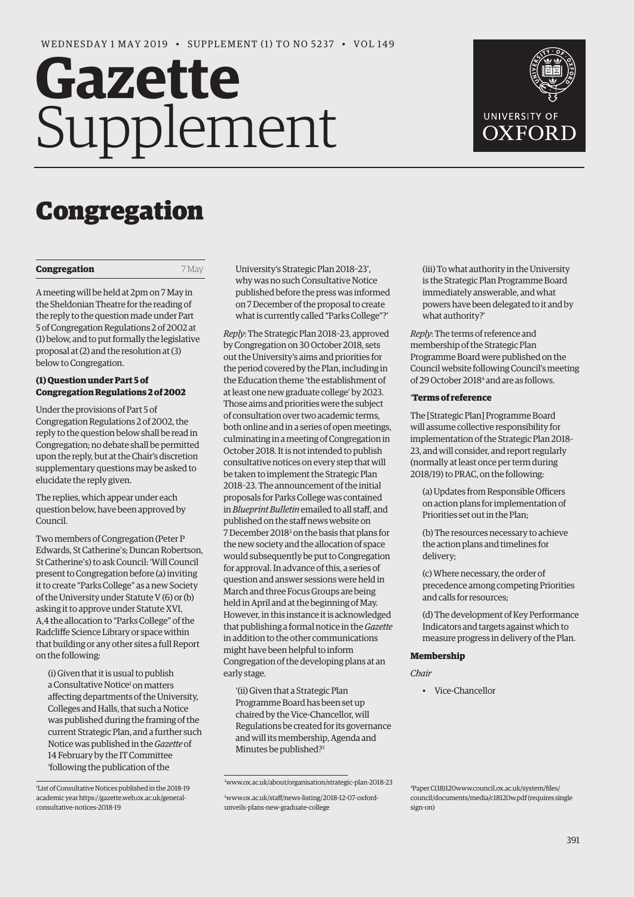WEDNESDAY 1 MAY 2019 • SUPPLEMENT (1) TO NO 5237 • VOL 149

# Gazette Supplement

# Congregation

**Congregation** 7 May

A meeting will be held at 2pm on 7 May in the Sheldonian Theatre for the reading of the reply to the question made under Part 5 of Congregation Regulations 2 of 2002 at (1) below, and to put formally the legislative proposal at (2) and the resolution at (3) below to Congregation.

### (1) Question under Part 5 of Congregation Regulations 2 of 2002

Under the provisions of Part 5 of Congregation Regulations 2 of 2002, the reply to the question below shall be read in Congregation; no debate shall be permitted upon the reply, but at the Chair's discretion supplementary questions may be asked to elucidate the reply given.

The replies, which appear under each question below, have been approved by Council.

Two members of Congregation (Peter P Edwards, St Catherine's; Duncan Robertson, St Catherine's) to ask Council: 'Will Council present to Congregation before (a) inviting it to create "Parks College" as a new Society of the University under Statute V (6) or (b) asking it to approve under Statute XVI, A,4 the allocation to "Parks College" of the Radcliffe Science Library or space within that building or any other sites a full Report on the following:

(i) Given that it is usual to publish a Consultative Notice[1] on matters affecting departments of the University, Colleges and Halls, that such a Notice was published during the framing of the current Strategic Plan, and a further such Notice was published in the *Gazette* of 14 February by the IT Committee 'following the publication of the University's Strategic Plan 2018–23', why was no such Consultative Notice published before the press was informed on 7 December of the proposal to create what is currently called "Parks College"?'

*Reply*: The Strategic Plan 2018–23, approved by Congregation on 30 October 2018, sets out the University's aims and priorities for the period covered by the Plan, including in the Education theme 'the establishment of at least one new graduate college' by 2023. Those aims and priorities were the subject of consultation over two academic terms, both online and in a series of open meetings, culminating in a meeting of Congregation in October 2018. It is not intended to publish consultative notices on every step that will be taken to implement the Strategic Plan 2018–23. The announcement of the initial proposals for Parks College was contained in *Blueprint Bulletin* emailed to all staff, and published on the staff news website on 7 December 2018[2] on the basis that plans for the new society and the allocation of space would subsequently be put to Congregation for approval. In advance of this, a series of question and answer sessions were held in March and three Focus Groups are being held in April and at the beginning of May. However, in this instance it is acknowledged that publishing a formal notice in the *Gazette* in addition to the other communications might have been helpful to inform Congregation of the developing plans at an early stage.

'(ii) Given that a Strategic Plan Programme Board has been set up chaired by the Vice-Chancellor, will Regulations be created for its governance and will its membership, Agenda and Minutes be published?[3]

(iii) To what authority in the University is the Strategic Plan Programme Board immediately answerable, and what powers have been delegated to it and by what authority?'

*Reply*: The terms of reference and membership of the Strategic Plan Programme Board were published on the Council website following Council's meeting of 29 October 2018[4] and are as follows.

'**Terms of reference**

The [Strategic Plan] Programme Board will assume collective responsibility for implementation of the Strategic Plan 2018–23, and will consider, and report regularly (normally at least once per term during 2018/19) to PRAC, on the following:

(a) Updates from Responsible Officers on action plans for implementation of Priorities set out in the Plan;

(b) The resources necessary to achieve the action plans and timelines for delivery;

(c) Where necessary, the order of precedence among competing Priorities and calls for resources;

(d) The development of Key Performance Indicators and targets against which to measure progress in delivery of the Plan.

**Membership**

*Chair*

- Vice-Chancellor

[1] List of Consultative Notices published in the 2018-19 academic year https://gazette.web.ox.ac.uk/general-consultative-notices-2018-19

[2] www.ox.ac.uk/staff/news-listing/2018-12-07-oxford-unveils-plans-new-graduate-college

[3] www.ox.ac.uk/about/organisation/strategic-plan-2018-23

[4] Paper C(18)120w www.council.ox.ac.uk/system/files/council/documents/media/c18120w.pdf (requires single sign-on)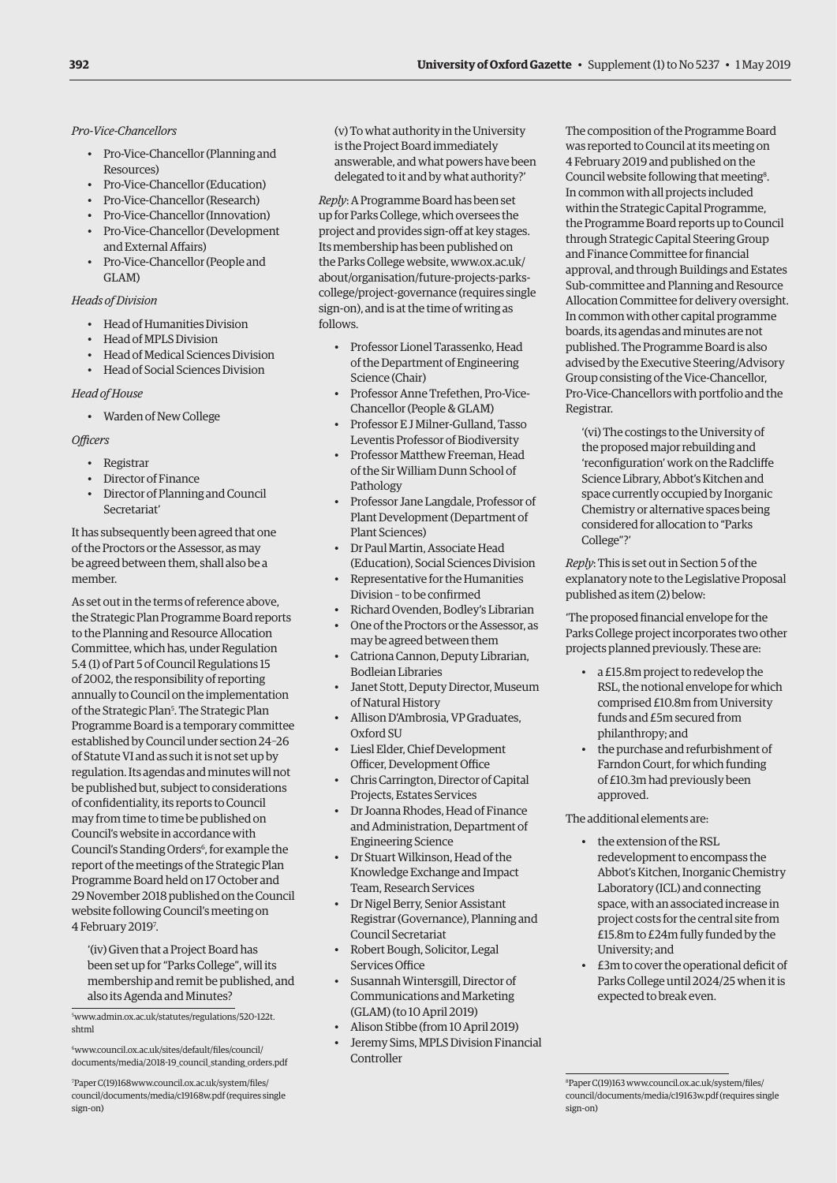*Pro-Vice-Chancellors*

- Pro-Vice-Chancellor (Planning and Resources)
- Pro-Vice-Chancellor (Education)
- Pro-Vice-Chancellor (Research)
- Pro-Vice-Chancellor (Innovation)
- Pro-Vice-Chancellor (Development and External Affairs)
- Pro-Vice-Chancellor (People and GLAM)

*Heads of Division*

- Head of Humanities Division
- Head of MPLS Division
- Head of Medical Sciences Division
- Head of Social Sciences Division

*Head of House*

- Warden of New College

*Officers*

- Registrar
- Director of Finance
- Director of Planning and Council Secretariat'

It has subsequently been agreed that one of the Proctors or the Assessor, as may be agreed between them, shall also be a member.

As set out in the terms of reference above, the Strategic Plan Programme Board reports to the Planning and Resource Allocation Committee, which has, under Regulation 5.4 (1) of Part 5 of Council Regulations 15 of 2002, the responsibility of reporting annually to Council on the implementation of the Strategic Plan[5]. The Strategic Plan Programme Board is a temporary committee established by Council under section 24–26 of Statute VI and as such it is not set up by regulation. Its agendas and minutes will not be published but, subject to considerations of confidentiality, its reports to Council may from time to time be published on Council's website in accordance with Council's Standing Orders[6], for example the report of the meetings of the Strategic Plan Programme Board held on 17 October and 29 November 2018 published on the Council website following Council's meeting on 4 February 2019[7].

> '(iv) Given that a Project Board has been set up for "Parks College", will its membership and remit be published, and also its Agenda and Minutes?
>
> (v) To what authority in the University is the Project Board immediately answerable, and what powers have been delegated to it and by what authority?'

*Reply*: A Programme Board has been set up for Parks College, which oversees the project and provides sign-off at key stages. Its membership has been published on the Parks College website, www.ox.ac.uk/about/organisation/future-projects-parks-college/project-governance (requires single sign-on), and is at the time of writing as follows.

- Professor Lionel Tarassenko, Head of the Department of Engineering Science (Chair)
- Professor Anne Trefethen, Pro-Vice-Chancellor (People & GLAM)
- Professor E J Milner-Gulland, Tasso Leventis Professor of Biodiversity
- Professor Matthew Freeman, Head of the Sir William Dunn School of Pathology
- Professor Jane Langdale, Professor of Plant Development (Department of Plant Sciences)
- Dr Paul Martin, Associate Head (Education), Social Sciences Division
- Representative for the Humanities Division – to be confirmed
- Richard Ovenden, Bodley's Librarian
- One of the Proctors or the Assessor, as may be agreed between them
- Catriona Cannon, Deputy Librarian, Bodleian Libraries
- Janet Stott, Deputy Director, Museum of Natural History
- Allison D'Ambrosia, VP Graduates, Oxford SU
- Liesl Elder, Chief Development Officer, Development Office
- Chris Carrington, Director of Capital Projects, Estates Services
- Dr Joanna Rhodes, Head of Finance and Administration, Department of Engineering Science
- Dr Stuart Wilkinson, Head of the Knowledge Exchange and Impact Team, Research Services
- Dr Nigel Berry, Senior Assistant Registrar (Governance), Planning and Council Secretariat
- Robert Bough, Solicitor, Legal Services Office
- Susannah Wintersgill, Director of Communications and Marketing (GLAM) (to 10 April 2019)
- Alison Stibbe (from 10 April 2019)
- Jeremy Sims, MPLS Division Financial Controller

The composition of the Programme Board was reported to Council at its meeting on 4 February 2019 and published on the Council website following that meeting[8]. In common with all projects included within the Strategic Capital Programme, the Programme Board reports up to Council through Strategic Capital Steering Group and Finance Committee for financial approval, and through Buildings and Estates Sub-committee and Planning and Resource Allocation Committee for delivery oversight. In common with other capital programme boards, its agendas and minutes are not published. The Programme Board is also advised by the Executive Steering/Advisory Group consisting of the Vice-Chancellor, Pro-Vice-Chancellors with portfolio and the Registrar.

> '(vi) The costings to the University of the proposed major rebuilding and 'reconfiguration' work on the Radcliffe Science Library, Abbot's Kitchen and space currently occupied by Inorganic Chemistry or alternative spaces being considered for allocation to "Parks College"?'

*Reply*: This is set out in Section 5 of the explanatory note to the Legislative Proposal published as item (2) below:

'The proposed financial envelope for the Parks College project incorporates two other projects planned previously. These are:

- a £15.8m project to redevelop the RSL, the notional envelope for which comprised £10.8m from University funds and £5m secured from philanthropy; and
- the purchase and refurbishment of Farndon Court, for which funding of £10.3m had previously been approved.

The additional elements are:

- the extension of the RSL redevelopment to encompass the Abbot's Kitchen, Inorganic Chemistry Laboratory (ICL) and connecting space, with an associated increase in project costs for the central site from £15.8m to £24m fully funded by the University; and
- £3m to cover the operational deficit of Parks College until 2024/25 when it is expected to break even.

---

[5] www.admin.ox.ac.uk/statutes/regulations/520-122t.shtml

[6] www.council.ox.ac.uk/sites/default/files/council/documents/media/2018-19_council_standing_orders.pdf

[7] Paper C(19)168 www.council.ox.ac.uk/system/files/council/documents/media/c19168w.pdf (requires single sign-on)

[8] Paper C(19)163 www.council.ox.ac.uk/system/files/council/documents/media/c19163w.pdf (requires single sign-on)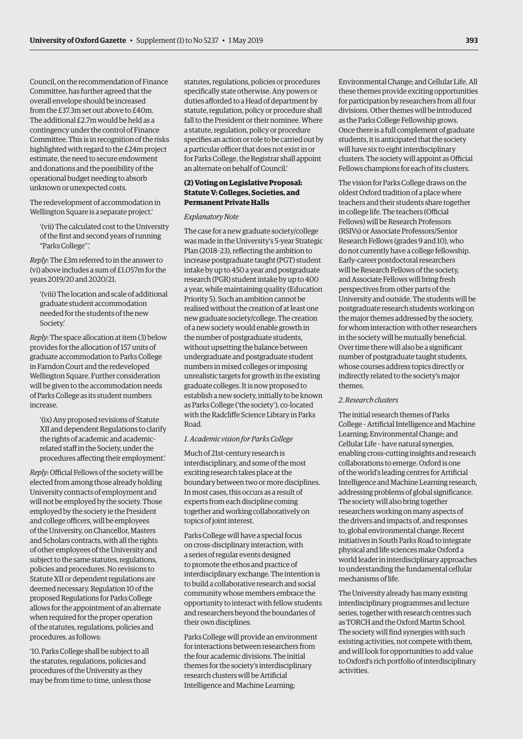Council, on the recommendation of Finance Committee, has further agreed that the overall envelope should be increased from the £37.3m set out above to £40m. The additional £2.7m would be held as a contingency under the control of Finance Committee. This is in recognition of the risks highlighted with regard to the £24m project estimate, the need to secure endowment and donations and the possibility of the operational budget needing to absorb unknown or unexpected costs.

The redevelopment of accommodation in Wellington Square is a separate project.'

> '(vii) The calculated cost to the University of the first and second years of running "Parks College".'

*Reply*: The £3m referred to in the answer to (vi) above includes a sum of £1.057m for the years 2019/20 and 2020/21.

> '(viii) The location and scale of additional graduate student accommodation needed for the students of the new Society.'

*Reply*: The space allocation at item (3) below provides for the allocation of 157 units of graduate accommodation to Parks College in Farndon Court and the redeveloped Wellington Square. Further consideration will be given to the accommodation needs of Parks College as its student numbers increase.

> '(ix) Any proposed revisions of Statute XII and dependent Regulations to clarify the rights of academic and academic-related staff in the Society, under the procedures affecting their employment.'

*Reply*: Official Fellows of the society will be elected from among those already holding University contracts of employment and will not be employed by the society. Those employed by the society ie the President and college officers, will be employees of the University, on Chancellor, Masters and Scholars contracts, with all the rights of other employees of the University and subject to the same statutes, regulations, policies and procedures. No revisions to Statute XII or dependent regulations are deemed necessary. Regulation 10 of the proposed Regulations for Parks College allows for the appointment of an alternate when required for the proper operation of the statutes, regulations, policies and procedures, as follows:

'10. Parks College shall be subject to all the statutes, regulations, policies and procedures of the University as they may be from time to time, unless those statutes, regulations, policies or procedures specifically state otherwise. Any powers or duties afforded to a Head of department by statute, regulation, policy or procedure shall fall to the President or their nominee. Where a statute, regulation, policy or procedure specifies an action or role to be carried out by a particular officer that does not exist in or for Parks College, the Registrar shall appoint an alternate on behalf of Council.'

### (2) Voting on Legislative Proposal: Statute V: Colleges, Societies, and Permanent Private Halls

*Explanatory Note*

The case for a new graduate society/college was made in the University's 5-year Strategic Plan (2018–23), reflecting the ambition to increase postgraduate taught (PGT) student intake by up to 450 a year and postgraduate research (PGR) student intake by up to 400 a year, while maintaining quality (Education Priority 5). Such an ambition cannot be realised without the creation of at least one new graduate society/college. The creation of a new society would enable growth in the number of postgraduate students, without upsetting the balance between undergraduate and postgraduate student numbers in mixed colleges or imposing unrealistic targets for growth in the existing graduate colleges. It is now proposed to establish a new society, initially to be known as Parks College ('the society'), co-located with the Radcliffe Science Library in Parks Road.

*1. Academic vision for Parks College*

Much of 21st-century research is interdisciplinary, and some of the most exciting research takes place at the boundary between two or more disciplines. In most cases, this occurs as a result of experts from each discipline coming together and working collaboratively on topics of joint interest.

Parks College will have a special focus on cross-disciplinary interaction, with a series of regular events designed to promote the ethos and practice of interdisciplinary exchange. The intention is to build a collaborative research and social community whose members embrace the opportunity to interact with fellow students and researchers beyond the boundaries of their own disciplines.

Parks College will provide an environment for interactions between researchers from the four academic divisions. The initial themes for the society's interdisciplinary research clusters will be Artificial Intelligence and Machine Learning; Environmental Change; and Cellular Life. All these themes provide exciting opportunities for participation by researchers from all four divisions. Other themes will be introduced as the Parks College Fellowship grows. Once there is a full complement of graduate students, it is anticipated that the society will have six to eight interdisciplinary clusters. The society will appoint as Official Fellows champions for each of its clusters.

The vision for Parks College draws on the oldest Oxford tradition of a place where teachers and their students share together in college life. The teachers (Official Fellows) will be Research Professors (RSIVs) or Associate Professors/Senior Research Fellows (grades 9 and 10), who do not currently have a college fellowship. Early-career postdoctoral researchers will be Research Fellows of the society, and Associate Fellows will bring fresh perspectives from other parts of the University and outside. The students will be postgraduate research students working on the major themes addressed by the society, for whom interaction with other researchers in the society will be mutually beneficial. Over time there will also be a significant number of postgraduate taught students, whose courses address topics directly or indirectly related to the society's major themes.

*2. Research clusters*

The initial research themes of Parks College – Artificial Intelligence and Machine Learning; Environmental Change; and Cellular Life – have natural synergies, enabling cross-cutting insights and research collaborations to emerge. Oxford is one of the world's leading centres for Artificial Intelligence and Machine Learning research, addressing problems of global significance. The society will also bring together researchers working on many aspects of the drivers and impacts of, and responses to, global environmental change. Recent initiatives in South Parks Road to integrate physical and life sciences make Oxford a world leader in interdisciplinary approaches to understanding the fundamental cellular mechanisms of life.

The University already has many existing interdisciplinary programmes and lecture series, together with research centres such as TORCH and the Oxford Martin School. The society will find synergies with such existing activities, not compete with them, and will look for opportunities to add value to Oxford's rich portfolio of interdisciplinary activities.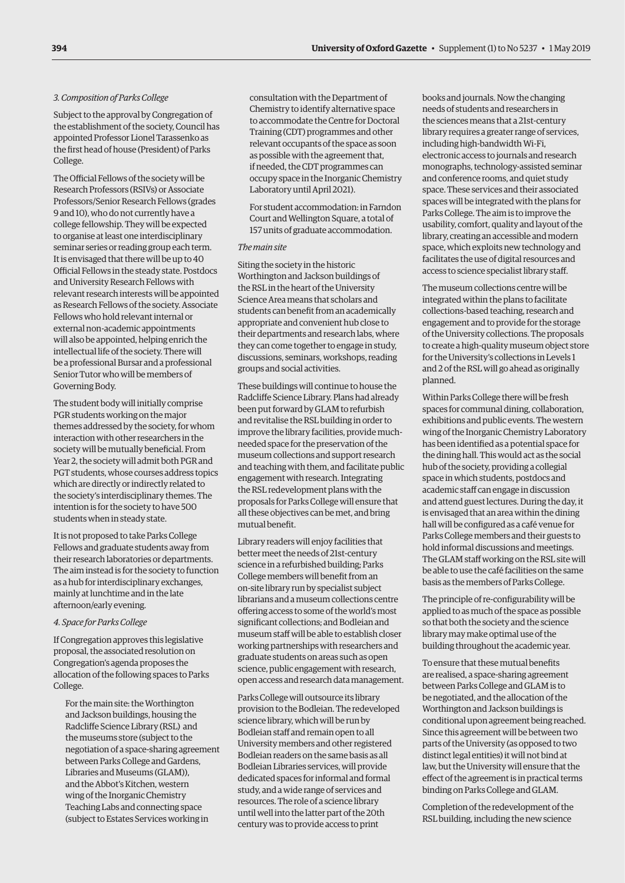*3. Composition of Parks College*

Subject to the approval by Congregation of the establishment of the society, Council has appointed Professor Lionel Tarassenko as the first head of house (President) of Parks College.

The Official Fellows of the society will be Research Professors (RSIVs) or Associate Professors/Senior Research Fellows (grades 9 and 10), who do not currently have a college fellowship. They will be expected to organise at least one interdisciplinary seminar series or reading group each term. It is envisaged that there will be up to 40 Official Fellows in the steady state. Postdocs and University Research Fellows with relevant research interests will be appointed as Research Fellows of the society. Associate Fellows who hold relevant internal or external non-academic appointments will also be appointed, helping enrich the intellectual life of the society. There will be a professional Bursar and a professional Senior Tutor who will be members of Governing Body.

The student body will initially comprise PGR students working on the major themes addressed by the society, for whom interaction with other researchers in the society will be mutually beneficial. From Year 2, the society will admit both PGR and PGT students, whose courses address topics which are directly or indirectly related to the society's interdisciplinary themes. The intention is for the society to have 500 students when in steady state.

It is not proposed to take Parks College Fellows and graduate students away from their research laboratories or departments. The aim instead is for the society to function as a hub for interdisciplinary exchanges, mainly at lunchtime and in the late afternoon/early evening.

*4. Space for Parks College*

If Congregation approves this legislative proposal, the associated resolution on Congregation's agenda proposes the allocation of the following spaces to Parks College.

> For the main site: the Worthington and Jackson buildings, housing the Radcliffe Science Library (RSL) and the museums store (subject to the negotiation of a space-sharing agreement between Parks College and Gardens, Libraries and Museums (GLAM)), and the Abbot's Kitchen, western wing of the Inorganic Chemistry Teaching Labs and connecting space (subject to Estates Services working in consultation with the Department of Chemistry to identify alternative space to accommodate the Centre for Doctoral Training (CDT) programmes and other relevant occupants of the space as soon as possible with the agreement that, if needed, the CDT programmes can occupy space in the Inorganic Chemistry Laboratory until April 2021).
>
> For student accommodation: in Farndon Court and Wellington Square, a total of 157 units of graduate accommodation.

*The main site*

Siting the society in the historic Worthington and Jackson buildings of the RSL in the heart of the University Science Area means that scholars and students can benefit from an academically appropriate and convenient hub close to their departments and research labs, where they can come together to engage in study, discussions, seminars, workshops, reading groups and social activities.

These buildings will continue to house the Radcliffe Science Library. Plans had already been put forward by GLAM to refurbish and revitalise the RSL building in order to improve the library facilities, provide much-needed space for the preservation of the museum collections and support research and teaching with them, and facilitate public engagement with research. Integrating the RSL redevelopment plans with the proposals for Parks College will ensure that all these objectives can be met, and bring mutual benefit.

Library readers will enjoy facilities that better meet the needs of 21st-century science in a refurbished building; Parks College members will benefit from an on-site library run by specialist subject librarians and a museum collections centre offering access to some of the world's most significant collections; and Bodleian and museum staff will be able to establish closer working partnerships with researchers and graduate students on areas such as open science, public engagement with research, open access and research data management.

Parks College will outsource its library provision to the Bodleian. The redeveloped science library, which will be run by Bodleian staff and remain open to all University members and other registered Bodleian readers on the same basis as all Bodleian Libraries services, will provide dedicated spaces for informal and formal study, and a wide range of services and resources. The role of a science library until well into the latter part of the 20th century was to provide access to print books and journals. Now the changing needs of students and researchers in the sciences means that a 21st-century library requires a greater range of services, including high-bandwidth Wi-Fi, electronic access to journals and research monographs, technology-assisted seminar and conference rooms, and quiet study space. These services and their associated spaces will be integrated with the plans for Parks College. The aim is to improve the usability, comfort, quality and layout of the library, creating an accessible and modern space, which exploits new technology and facilitates the use of digital resources and access to science specialist library staff.

The museum collections centre will be integrated within the plans to facilitate collections-based teaching, research and engagement and to provide for the storage of the University collections. The proposals to create a high-quality museum object store for the University's collections in Levels 1 and 2 of the RSL will go ahead as originally planned.

Within Parks College there will be fresh spaces for communal dining, collaboration, exhibitions and public events. The western wing of the Inorganic Chemistry Laboratory has been identified as a potential space for the dining hall. This would act as the social hub of the society, providing a collegial space in which students, postdocs and academic staff can engage in discussion and attend guest lectures. During the day, it is envisaged that an area within the dining hall will be configured as a café venue for Parks College members and their guests to hold informal discussions and meetings. The GLAM staff working on the RSL site will be able to use the café facilities on the same basis as the members of Parks College.

The principle of re-configurability will be applied to as much of the space as possible so that both the society and the science library may make optimal use of the building throughout the academic year.

To ensure that these mutual benefits are realised, a space-sharing agreement between Parks College and GLAM is to be negotiated, and the allocation of the Worthington and Jackson buildings is conditional upon agreement being reached. Since this agreement will be between two parts of the University (as opposed to two distinct legal entities) it will not bind at law, but the University will ensure that the effect of the agreement is in practical terms binding on Parks College and GLAM.

Completion of the redevelopment of the RSL building, including the new science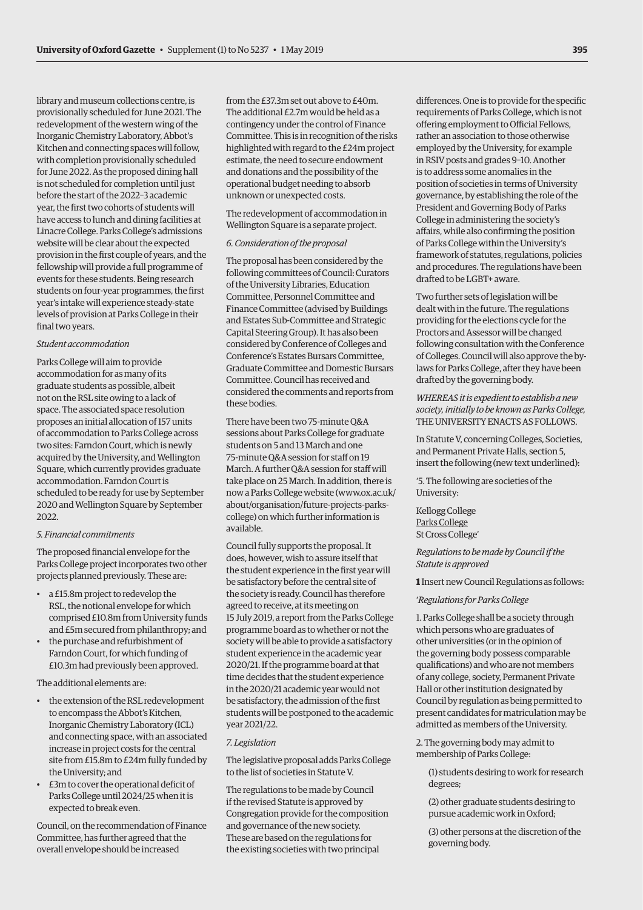library and museum collections centre, is provisionally scheduled for June 2021. The redevelopment of the western wing of the Inorganic Chemistry Laboratory, Abbot's Kitchen and connecting spaces will follow, with completion provisionally scheduled for June 2022. As the proposed dining hall is not scheduled for completion until just before the start of the 2022–3 academic year, the first two cohorts of students will have access to lunch and dining facilities at Linacre College. Parks College's admissions website will be clear about the expected provision in the first couple of years, and the fellowship will provide a full programme of events for these students. Being research students on four-year programmes, the first year's intake will experience steady-state levels of provision at Parks College in their final two years.

*Student accommodation*

Parks College will aim to provide accommodation for as many of its graduate students as possible, albeit not on the RSL site owing to a lack of space. The associated space resolution proposes an initial allocation of 157 units of accommodation to Parks College across two sites: Farndon Court, which is newly acquired by the University, and Wellington Square, which currently provides graduate accommodation. Farndon Court is scheduled to be ready for use by September 2020 and Wellington Square by September 2022.

*5. Financial commitments*

The proposed financial envelope for the Parks College project incorporates two other projects planned previously. These are:

- a £15.8m project to redevelop the RSL, the notional envelope for which comprised £10.8m from University funds and £5m secured from philanthropy; and
- the purchase and refurbishment of Farndon Court, for which funding of £10.3m had previously been approved.

The additional elements are:

- the extension of the RSL redevelopment to encompass the Abbot's Kitchen, Inorganic Chemistry Laboratory (ICL) and connecting space, with an associated increase in project costs for the central site from £15.8m to £24m fully funded by the University; and
- £3m to cover the operational deficit of Parks College until 2024/25 when it is expected to break even.

Council, on the recommendation of Finance Committee, has further agreed that the overall envelope should be increased from the £37.3m set out above to £40m. The additional £2.7m would be held as a contingency under the control of Finance Committee. This is in recognition of the risks highlighted with regard to the £24m project estimate, the need to secure endowment and donations and the possibility of the operational budget needing to absorb unknown or unexpected costs.

The redevelopment of accommodation in Wellington Square is a separate project.

*6. Consideration of the proposal*

The proposal has been considered by the following committees of Council: Curators of the University Libraries, Education Committee, Personnel Committee and Finance Committee (advised by Buildings and Estates Sub-Committee and Strategic Capital Steering Group). It has also been considered by Conference of Colleges and Conference's Estates Bursars Committee, Graduate Committee and Domestic Bursars Committee. Council has received and considered the comments and reports from these bodies.

There have been two 75-minute Q&A sessions about Parks College for graduate students on 5 and 13 March and one 75-minute Q&A session for staff on 19 March. A further Q&A session for staff will take place on 25 March. In addition, there is now a Parks College website (www.ox.ac.uk/about/organisation/future-projects-parks-college) on which further information is available.

Council fully supports the proposal. It does, however, wish to assure itself that the student experience in the first year will be satisfactory before the central site of the society is ready. Council has therefore agreed to receive, at its meeting on 15 July 2019, a report from the Parks College programme board as to whether or not the society will be able to provide a satisfactory student experience in the academic year 2020/21. If the programme board at that time decides that the student experience in the 2020/21 academic year would not be satisfactory, the admission of the first students will be postponed to the academic year 2021/22.

*7. Legislation*

The legislative proposal adds Parks College to the list of societies in Statute V.

The regulations to be made by Council if the revised Statute is approved by Congregation provide for the composition and governance of the new society. These are based on the regulations for the existing societies with two principal differences. One is to provide for the specific requirements of Parks College, which is not offering employment to Official Fellows, rather an association to those otherwise employed by the University, for example in RSIV posts and grades 9–10. Another is to address some anomalies in the position of societies in terms of University governance, by establishing the role of the President and Governing Body of Parks College in administering the society's affairs, while also confirming the position of Parks College within the University's framework of statutes, regulations, policies and procedures. The regulations have been drafted to be LGBT+ aware.

Two further sets of legislation will be dealt with in the future. The regulations providing for the elections cycle for the Proctors and Assessor will be changed following consultation with the Conference of Colleges. Council will also approve the by-laws for Parks College, after they have been drafted by the governing body.

*WHEREAS it is expedient to establish a new society, initially to be known as Parks College,* THE UNIVERSITY ENACTS AS FOLLOWS.

In Statute V, concerning Colleges, Societies, and Permanent Private Halls, section 5, insert the following (new text underlined):

'5. The following are societies of the University:

Kellogg College
<u>Parks College</u>
St Cross College'

*Regulations to be made by Council if the Statute is approved*

**1** Insert new Council Regulations as follows:

'*Regulations for Parks College*

1. Parks College shall be a society through which persons who are graduates of other universities (or in the opinion of the governing body possess comparable qualifications) and who are not members of any college, society, Permanent Private Hall or other institution designated by Council by regulation as being permitted to present candidates for matriculation may be admitted as members of the University.

2. The governing body may admit to membership of Parks College:

(1) students desiring to work for research degrees;

(2) other graduate students desiring to pursue academic work in Oxford;

(3) other persons at the discretion of the governing body.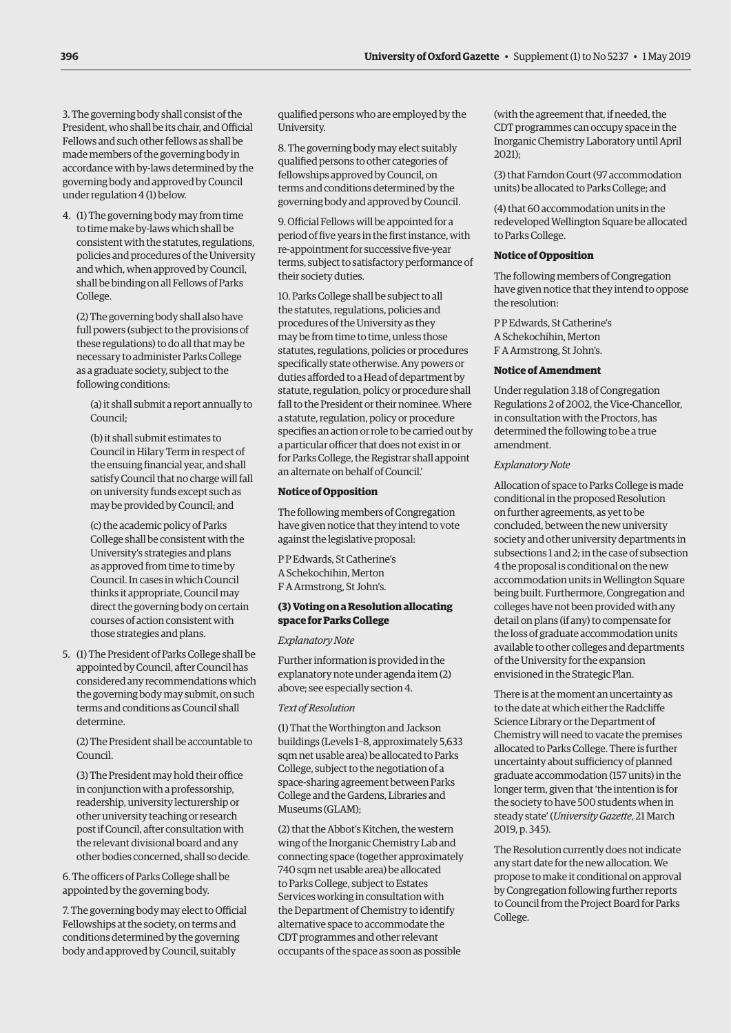3. The governing body shall consist of the President, who shall be its chair, and Official Fellows and such other fellows as shall be made members of the governing body in accordance with by-laws determined by the governing body and approved by Council under regulation 4 (1) below.

4. (1) The governing body may from time to time make by-laws which shall be consistent with the statutes, regulations, policies and procedures of the University and which, when approved by Council, shall be binding on all Fellows of Parks College.

   (2) The governing body shall also have full powers (subject to the provisions of these regulations) to do all that may be necessary to administer Parks College as a graduate society, subject to the following conditions:

   (a) it shall submit a report annually to Council;

   (b) it shall submit estimates to Council in Hilary Term in respect of the ensuing financial year, and shall satisfy Council that no charge will fall on university funds except such as may be provided by Council; and

   (c) the academic policy of Parks College shall be consistent with the University's strategies and plans as approved from time to time by Council. In cases in which Council thinks it appropriate, Council may direct the governing body on certain courses of action consistent with those strategies and plans.

5. (1) The President of Parks College shall be appointed by Council, after Council has considered any recommendations which the governing body may submit, on such terms and conditions as Council shall determine.

   (2) The President shall be accountable to Council.

   (3) The President may hold their office in conjunction with a professorship, readership, university lecturership or other university teaching or research post if Council, after consultation with the relevant divisional board and any other bodies concerned, shall so decide.

6. The officers of Parks College shall be appointed by the governing body.

7. The governing body may elect to Official Fellowships at the society, on terms and conditions determined by the governing body and approved by Council, suitably qualified persons who are employed by the University.

8. The governing body may elect suitably qualified persons to other categories of fellowships approved by Council, on terms and conditions determined by the governing body and approved by Council.

9. Official Fellows will be appointed for a period of five years in the first instance, with re-appointment for successive five-year terms, subject to satisfactory performance of their society duties.

10. Parks College shall be subject to all the statutes, regulations, policies and procedures of the University as they may be from time to time, unless those statutes, regulations, policies or procedures specifically state otherwise. Any powers or duties afforded to a Head of department by statute, regulation, policy or procedure shall fall to the President or their nominee. Where a statute, regulation, policy or procedure specifies an action or role to be carried out by a particular officer that does not exist in or for Parks College, the Registrar shall appoint an alternate on behalf of Council.'

**Notice of Opposition**

The following members of Congregation have given notice that they intend to vote against the legislative proposal:

P P Edwards, St Catherine's
A Schekochihin, Merton
F A Armstrong, St John's.

**(3) Voting on a Resolution allocating space for Parks College**

*Explanatory Note*

Further information is provided in the explanatory note under agenda item (2) above; see especially section 4.

*Text of Resolution*

(1) That the Worthington and Jackson buildings (Levels 1–8, approximately 5,633 sqm net usable area) be allocated to Parks College, subject to the negotiation of a space-sharing agreement between Parks College and the Gardens, Libraries and Museums (GLAM);

(2) that the Abbot's Kitchen, the western wing of the Inorganic Chemistry Lab and connecting space (together approximately 740 sqm net usable area) be allocated to Parks College, subject to Estates Services working in consultation with the Department of Chemistry to identify alternative space to accommodate the CDT programmes and other relevant occupants of the space as soon as possible (with the agreement that, if needed, the CDT programmes can occupy space in the Inorganic Chemistry Laboratory until April 2021);

(3) that Farndon Court (97 accommodation units) be allocated to Parks College; and

(4) that 60 accommodation units in the redeveloped Wellington Square be allocated to Parks College.

**Notice of Opposition**

The following members of Congregation have given notice that they intend to oppose the resolution:

P P Edwards, St Catherine's
A Schekochihin, Merton
F A Armstrong, St John's.

**Notice of Amendment**

Under regulation 3.18 of Congregation Regulations 2 of 2002, the Vice-Chancellor, in consultation with the Proctors, has determined the following to be a true amendment.

*Explanatory Note*

Allocation of space to Parks College is made conditional in the proposed Resolution on further agreements, as yet to be concluded, between the new university society and other university departments in subsections 1 and 2; in the case of subsection 4 the proposal is conditional on the new accommodation units in Wellington Square being built. Furthermore, Congregation and colleges have not been provided with any detail on plans (if any) to compensate for the loss of graduate accommodation units available to other colleges and departments of the University for the expansion envisioned in the Strategic Plan.

There is at the moment an uncertainty as to the date at which either the Radcliffe Science Library or the Department of Chemistry will need to vacate the premises allocated to Parks College. There is further uncertainty about sufficiency of planned graduate accommodation (157 units) in the longer term, given that 'the intention is for the society to have 500 students when in steady state' (*University Gazette*, 21 March 2019, p. 345).

The Resolution currently does not indicate any start date for the new allocation. We propose to make it conditional on approval by Congregation following further reports to Council from the Project Board for Parks College.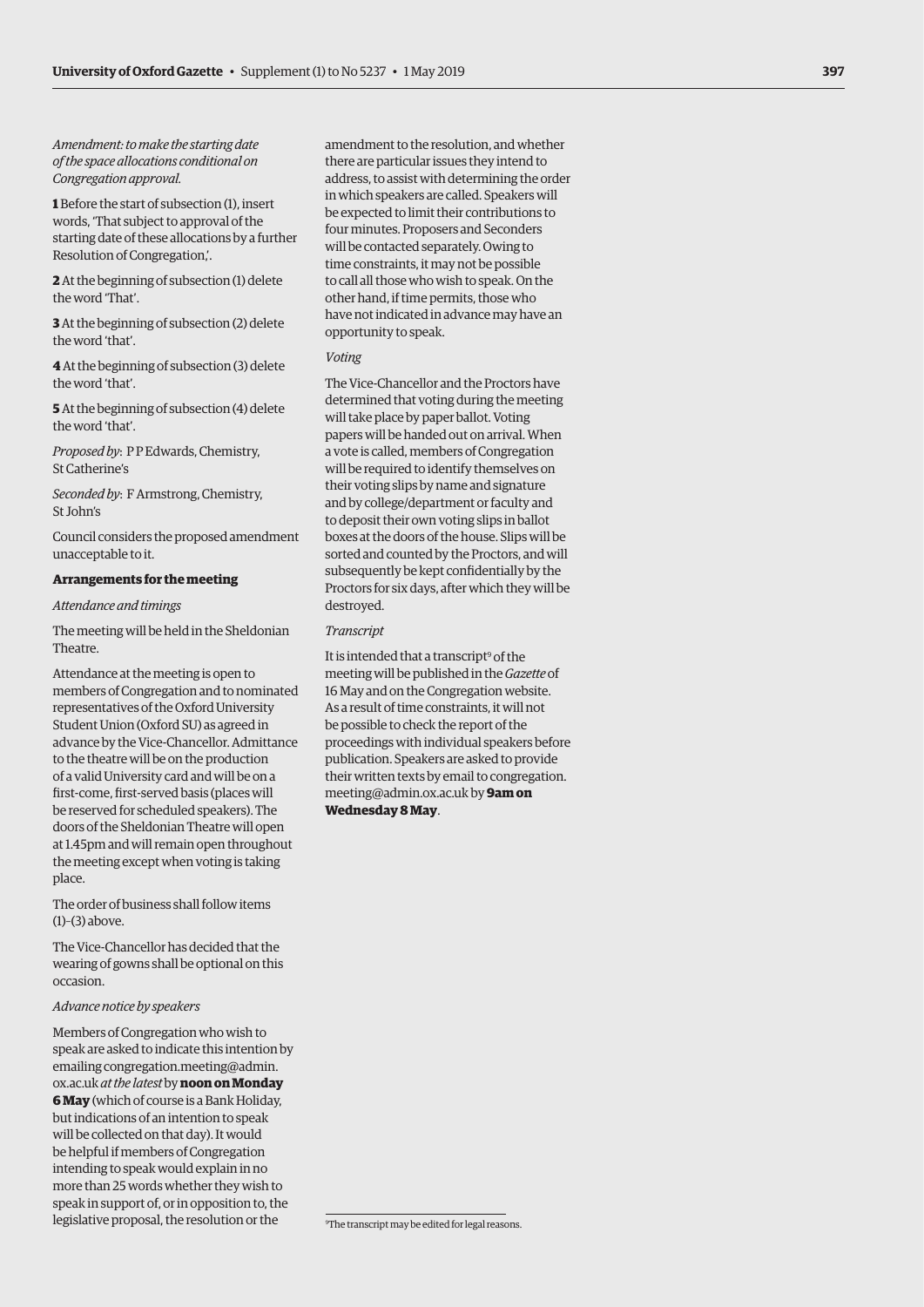*Amendment: to make the starting date of the space allocations conditional on Congregation approval.*

**1** Before the start of subsection (1), insert words, 'That subject to approval of the starting date of these allocations by a further Resolution of Congregation,'.

**2** At the beginning of subsection (1) delete the word 'That'.

**3** At the beginning of subsection (2) delete the word 'that'.

**4** At the beginning of subsection (3) delete the word 'that'.

**5** At the beginning of subsection (4) delete the word 'that'.

*Proposed by*: P P Edwards, Chemistry, St Catherine's

*Seconded by*: F Armstrong, Chemistry, St John's

Council considers the proposed amendment unacceptable to it.

**Arrangements for the meeting**

*Attendance and timings*

The meeting will be held in the Sheldonian Theatre.

Attendance at the meeting is open to members of Congregation and to nominated representatives of the Oxford University Student Union (Oxford SU) as agreed in advance by the Vice-Chancellor. Admittance to the theatre will be on the production of a valid University card and will be on a first-come, first-served basis (places will be reserved for scheduled speakers). The doors of the Sheldonian Theatre will open at 1.45pm and will remain open throughout the meeting except when voting is taking place.

The order of business shall follow items (1)–(3) above.

The Vice-Chancellor has decided that the wearing of gowns shall be optional on this occasion.

*Advance notice by speakers*

Members of Congregation who wish to speak are asked to indicate this intention by emailing congregation.meeting@admin.ox.ac.uk *at the latest* by **noon on Monday 6 May** (which of course is a Bank Holiday, but indications of an intention to speak will be collected on that day). It would be helpful if members of Congregation intending to speak would explain in no more than 25 words whether they wish to speak in support of, or in opposition to, the legislative proposal, the resolution or the amendment to the resolution, and whether there are particular issues they intend to address, to assist with determining the order in which speakers are called. Speakers will be expected to limit their contributions to four minutes. Proposers and Seconders will be contacted separately. Owing to time constraints, it may not be possible to call all those who wish to speak. On the other hand, if time permits, those who have not indicated in advance may have an opportunity to speak.

*Voting*

The Vice-Chancellor and the Proctors have determined that voting during the meeting will take place by paper ballot. Voting papers will be handed out on arrival. When a vote is called, members of Congregation will be required to identify themselves on their voting slips by name and signature and by college/department or faculty and to deposit their own voting slips in ballot boxes at the doors of the house. Slips will be sorted and counted by the Proctors, and will subsequently be kept confidentially by the Proctors for six days, after which they will be destroyed.

*Transcript*

It is intended that a transcript[9] of the meeting will be published in the *Gazette* of 16 May and on the Congregation website. As a result of time constraints, it will not be possible to check the report of the proceedings with individual speakers before publication. Speakers are asked to provide their written texts by email to congregation.meeting@admin.ox.ac.uk by **9am on Wednesday 8 May**.

[9] The transcript may be edited for legal reasons.